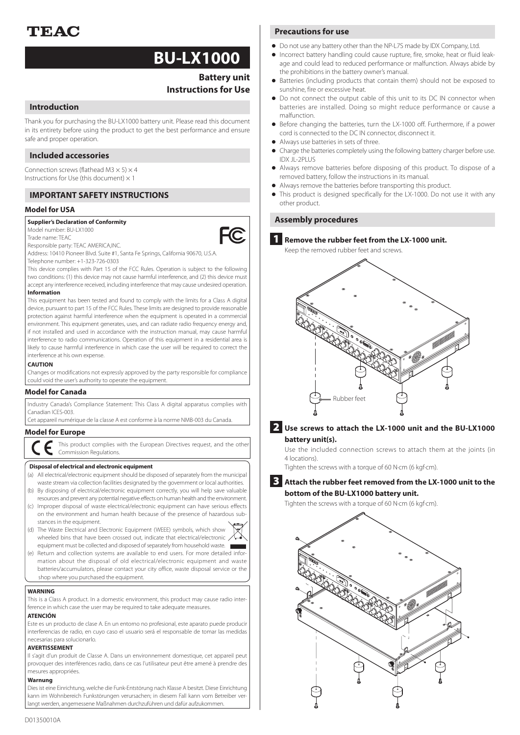TEAC

# BU-LX1000

**Battery unit**
**Instructions for Use**

## Introduction

Thank you for purchasing the BU-LX1000 battery unit. Please read this document in its entirety before using the product to get the best performance and ensure safe and proper operation.

## Included accessories

Connection screws (flathead M3 × 5) × 4
Instructions for Use (this document) × 1

## IMPORTANT SAFETY INSTRUCTIONS

### Model for USA

**Supplier's Declaration of Conformity**
Model number: BU-LX1000
Trade name: TEAC
Responsible party: TEAC AMERICA,INC.
Address: 10410 Pioneer Blvd. Suite #1, Santa Fe Springs, California 90670, U.S.A.
Telephone number: +1-323-726-0303

This device complies with Part 15 of the FCC Rules. Operation is subject to the following two conditions: (1) this device may not cause harmful interference, and (2) this device must accept any interference received, including interference that may cause undesired operation.

**Information**

This equipment has been tested and found to comply with the limits for a Class A digital device, pursuant to part 15 of the FCC Rules. These limits are designed to provide reasonable protection against harmful interference when the equipment is operated in a commercial environment. This equipment generates, uses, and can radiate radio frequency energy and, if not installed and used in accordance with the instruction manual, may cause harmful interference to radio communications. Operation of this equipment in a residential area is likely to cause harmful interference in which case the user will be required to correct the interference at his own expense.

**CAUTION**

Changes or modifications not expressly approved by the party responsible for compliance could void the user's authority to operate the equipment.

### Model for Canada

Industry Canada's Compliance Statement: This Class A digital apparatus complies with Canadian ICES-003.
Cet appareil numérique de la classe A est conforme à la norme NMB-003 du Canada.

### Model for Europe

This product complies with the European Directives request, and the other Commission Regulations.

**Disposal of electrical and electronic equipment**

(a) All electrical/electronic equipment should be disposed of separately from the municipal waste stream via collection facilities designated by the government or local authorities.
(b) By disposing of electrical/electronic equipment correctly, you will help save valuable resources and prevent any potential negative effects on human health and the environment.
(c) Improper disposal of waste electrical/electronic equipment can have serious effects on the environment and human health because of the presence of hazardous substances in the equipment.
(d) The Waste Electrical and Electronic Equipment (WEEE) symbols, which show wheeled bins that have been crossed out, indicate that electrical/electronic equipment must be collected and disposed of separately from household waste.
(e) Return and collection systems are available to end users. For more detailed information about the disposal of old electrical/electronic equipment and waste batteries/accumulators, please contact your city office, waste disposal service or the shop where you purchased the equipment.

**WARNING**

This is a Class A product. In a domestic environment, this product may cause radio interference in which case the user may be required to take adequate measures.

**ATENCIÓN**

Este es un producto de clase A. En un entorno no profesional, este aparato puede producir interferencias de radio, en cuyo caso el usuario será el responsable de tomar las medidas necesarias para solucionarlo.

**AVERTISSEMENT**

Il s'agit d'un produit de Classe A. Dans un environnement domestique, cet appareil peut provoquer des interférences radio, dans ce cas l'utilisateur peut être amené à prendre des mesures appropriées.

**Warnung**

Dies ist eine Einrichtung, welche die Funk-Entstörung nach Klasse A besitzt. Diese Einrichtung kann im Wohnbereich Funkstörungen verursachen; in diesem Fall kann vom Betreiber verlangt werden, angemessene Maßnahmen durchzuführen und dafür aufzukommen.

## Precautions for use

- Do not use any battery other than the NP-L7S made by IDX Company, Ltd.
- Incorrect battery handling could cause rupture, fire, smoke, heat or fluid leakage and could lead to reduced performance or malfunction. Always abide by the prohibitions in the battery owner's manual.
- Batteries (including products that contain them) should not be exposed to sunshine, fire or excessive heat.
- Do not connect the output cable of this unit to its DC IN connector when batteries are installed. Doing so might reduce performance or cause a malfunction.
- Before changing the batteries, turn the LX-1000 off. Furthermore, if a power cord is connected to the DC IN connector, disconnect it.
- Always use batteries in sets of three.
- Charge the batteries completely using the following battery charger before use. IDX JL-2PLUS
- Always remove batteries before disposing of this product. To dispose of a removed battery, follow the instructions in its manual.
- Always remove the batteries before transporting this product.
- This product is designed specifically for the LX-1000. Do not use it with any other product.

## Assembly procedures

**1 Remove the rubber feet from the LX-1000 unit.**

Keep the removed rubber feet and screws.

Rubber feet

**2 Use screws to attach the LX-1000 unit and the BU-LX1000 battery unit(s).**

Use the included connection screws to attach them at the joints (in 4 locations).

Tighten the screws with a torque of 60 N·cm (6 kgf·cm).

**3 Attach the rubber feet removed from the LX-1000 unit to the bottom of the BU-LX1000 battery unit.**

Tighten the screws with a torque of 60 N·cm (6 kgf·cm).

D01350010A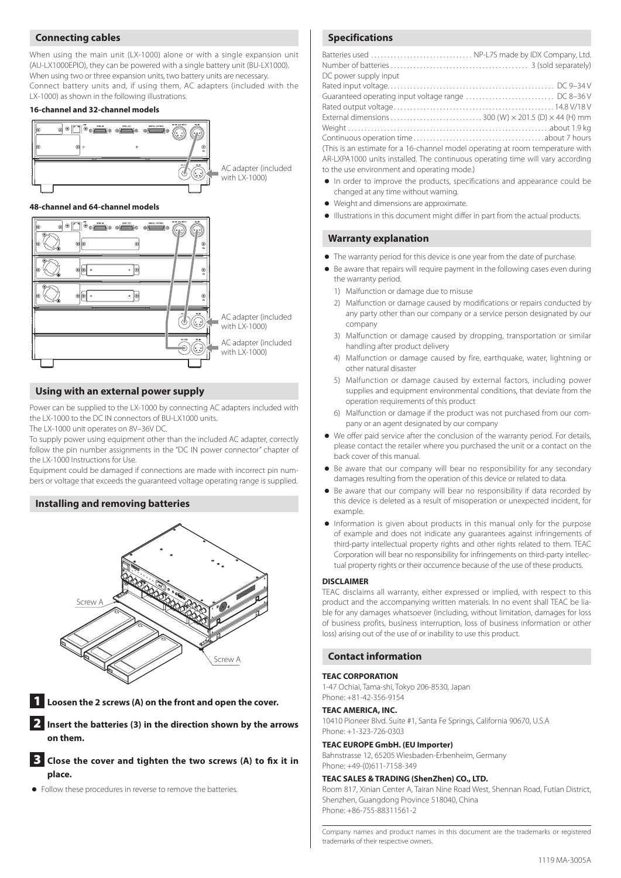## Connecting cables

When using the main unit (LX-1000) alone or with a single expansion unit (AU-LX1000EPIO), they can be powered with a single battery unit (BU-LX1000). When using two or three expansion units, two battery units are necessary.
Connect battery units and, if using them, AC adapters (included with the LX-1000) as shown in the following illustrations.

**16-channel and 32-channel models**

AC adapter (included with LX-1000)

**48-channel and 64-channel models**

AC adapter (included with LX-1000)

AC adapter (included with LX-1000)

## Using with an external power supply

Power can be supplied to the LX-1000 by connecting AC adapters included with the LX-1000 to the DC IN connectors of BU-LX1000 units.
The LX-1000 unit operates on 8V–36V DC.
To supply power using equipment other than the included AC adapter, correctly follow the pin number assignments in the "DC IN power connector" chapter of the LX-1000 Instructions for Use.
Equipment could be damaged if connections are made with incorrect pin numbers or voltage that exceeds the guaranteed voltage operating range is supplied.

## Installing and removing batteries

Screw A

Screw A

**1 Loosen the 2 screws (A) on the front and open the cover.**

**2 Insert the batteries (3) in the direction shown by the arrows on them.**

**3 Close the cover and tighten the two screws (A) to fix it in place.**

- Follow these procedures in reverse to remove the batteries.

## Specifications

Batteries used ............................... NP-L7S made by IDX Company, Ltd.
Number of batteries ........................................ 3 (sold separately)
DC power supply input
Rated input voltage.................................................. DC 9–34 V
Guaranteed operating input voltage range .......................... DC 8–36 V
Rated output voltage................................................ 14.8 V/18 V
External dimensions ............................ 300 (W) × 201.5 (D) × 44 (H) mm
Weight ............................................................ about 1.9 kg
Continuous operation time ....................................... about 7 hours
(This is an estimate for a 16-channel model operating at room temperature with AR-LXPA1000 units installed. The continuous operating time will vary according to the use environment and operating mode.)

- In order to improve the products, specifications and appearance could be changed at any time without warning.
- Weight and dimensions are approximate.
- Illustrations in this document might differ in part from the actual products.

## Warranty explanation

- The warranty period for this device is one year from the date of purchase.
- Be aware that repairs will require payment in the following cases even during the warranty period.
  1) Malfunction or damage due to misuse
  2) Malfunction or damage caused by modifications or repairs conducted by any party other than our company or a service person designated by our company
  3) Malfunction or damage caused by dropping, transportation or similar handling after product delivery
  4) Malfunction or damage caused by fire, earthquake, water, lightning or other natural disaster
  5) Malfunction or damage caused by external factors, including power supplies and equipment environmental conditions, that deviate from the operation requirements of this product
  6) Malfunction or damage if the product was not purchased from our company or an agent designated by our company
- We offer paid service after the conclusion of the warranty period. For details, please contact the retailer where you purchased the unit or a contact on the back cover of this manual.
- Be aware that our company will bear no responsibility for any secondary damages resulting from the operation of this device or related to data.
- Be aware that our company will bear no responsibility if data recorded by this device is deleted as a result of misoperation or unexpected incident, for example.
- Information is given about products in this manual only for the purpose of example and does not indicate any guarantees against infringements of third-party intellectual property rights and other rights related to them. TEAC Corporation will bear no responsibility for infringements on third-party intellectual property rights or their occurrence because of the use of these products.

**DISCLAIMER**

TEAC disclaims all warranty, either expressed or implied, with respect to this product and the accompanying written materials. In no event shall TEAC be liable for any damages whatsoever (including, without limitation, damages for loss of business profits, business interruption, loss of business information or other loss) arising out of the use of or inability to use this product.

## Contact information

**TEAC CORPORATION**
1-47 Ochiai, Tama-shi, Tokyo 206-8530, Japan
Phone: +81-42-356-9154

**TEAC AMERICA, INC.**
10410 Pioneer Blvd. Suite #1, Santa Fe Springs, California 90670, U.S.A
Phone: +1-323-726-0303

**TEAC EUROPE GmbH. (EU Importer)**
Bahnstrasse 12, 65205 Wiesbaden-Erbenheim, Germany
Phone: +49-(0)611-7158-349

**TEAC SALES & TRADING (ShenZhen) CO., LTD.**
Room 817, Xinian Center A, Tairan Nine Road West, Shennan Road, Futian District, Shenzhen, Guangdong Province 518040, China
Phone: +86-755-88311561-2

Company names and product names in this document are the trademarks or registered trademarks of their respective owners.

1119 MA-3005A